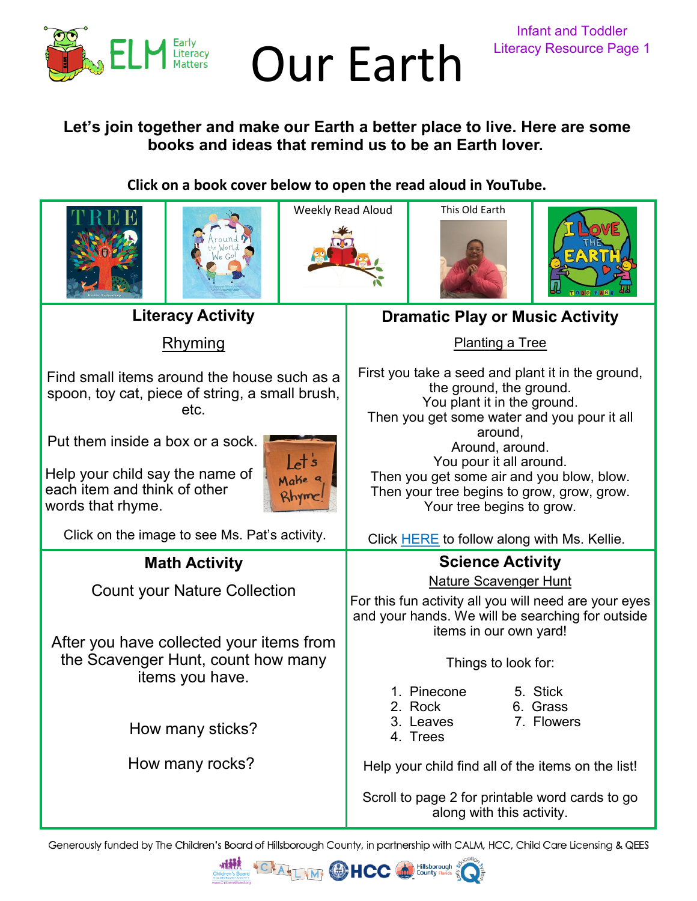# Our Earth

Infant and Toddler
Literacy Resource Page 1

**Let's join together and make our Earth a better place to live. Here are some books and ideas that remind us to be an Earth lover.**

**Click on a book cover below to open the read aloud in YouTube.**

Weekly Read Aloud

This Old Earth

## Literacy Activity

Rhyming

Find small items around the house such as a spoon, toy cat, piece of string, a small brush, etc.

Put them inside a box or a sock.

Help your child say the name of each item and think of other words that rhyme.

Click on the image to see Ms. Pat's activity.

## Dramatic Play or Music Activity

Planting a Tree

First you take a seed and plant it in the ground,
the ground, the ground.
You plant it in the ground.
Then you get some water and you pour it all around,
Around, around.
You pour it all around.
Then you get some air and you blow, blow.
Then your tree begins to grow, grow, grow.
Your tree begins to grow.

Click HERE to follow along with Ms. Kellie.

## Math Activity

Count your Nature Collection

After you have collected your items from the Scavenger Hunt, count how many items you have.

How many sticks?

How many rocks?

## Science Activity

Nature Scavenger Hunt

For this fun activity all you will need are your eyes and your hands. We will be searching for outside items in our own yard!

Things to look for:

1. Pinecone
2. Rock
3. Leaves
4. Trees
5. Stick
6. Grass
7. Flowers

Help your child find all of the items on the list!

Scroll to page 2 for printable word cards to go along with this activity.

Generously funded by The Children's Board of Hillsborough County, in partnership with CALM, HCC, Child Care Licensing & QEES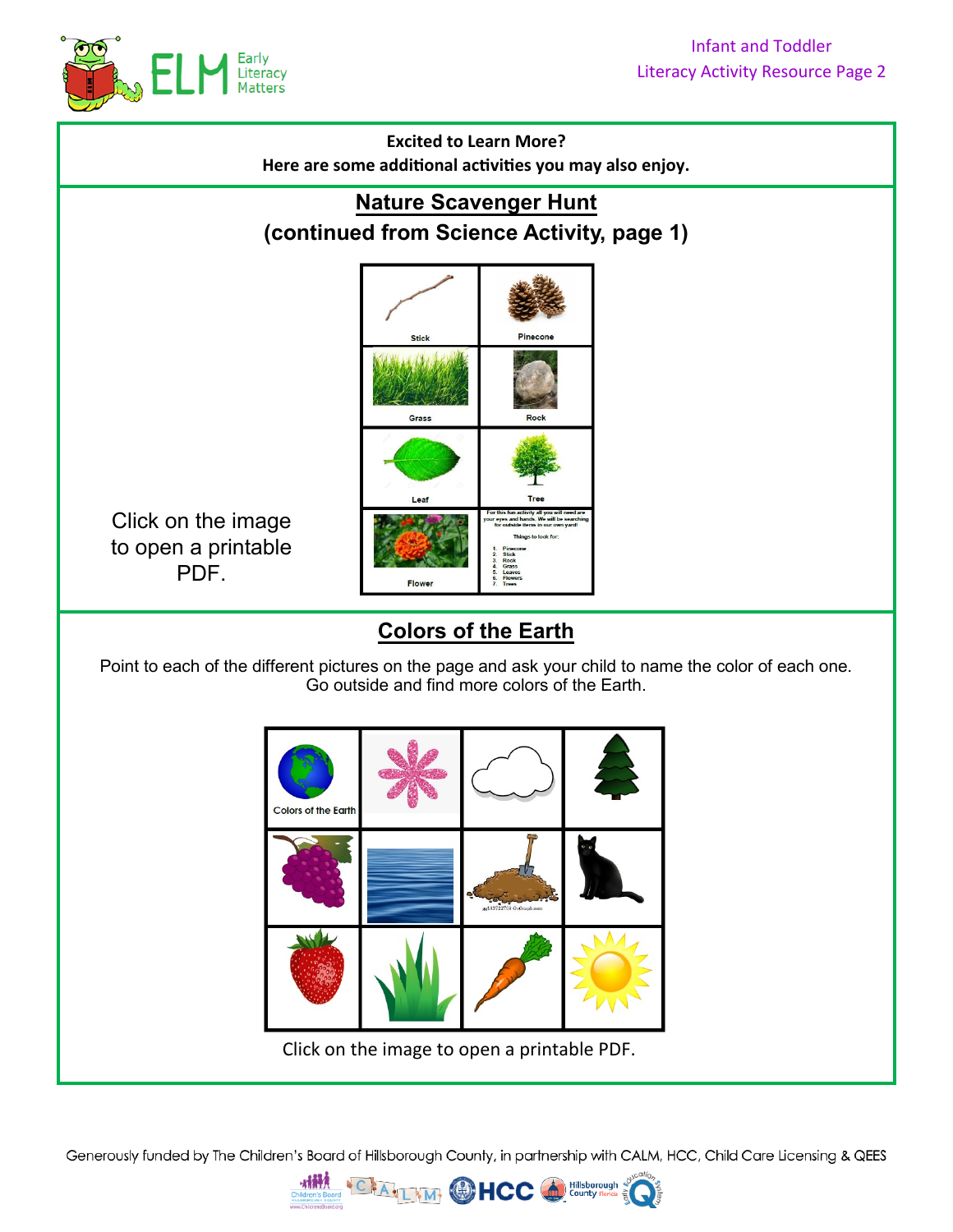Infant and Toddler
Literacy Activity Resource Page 2

**Excited to Learn More?**
**Here are some additional activities you may also enjoy.**

## Nature Scavenger Hunt
## (continued from Science Activity, page 1)

Stick

Pinecone

Grass

Rock

Leaf

Tree

Flower

For this fun activity all you will need are your eyes and hands. We will be searching for outside items in our own yard!

Things to look for:

1. Pinecone
2. Stick
3. Rock
4. Grass
5. Leaves
6. Flowers
7. Trees

Click on the image to open a printable PDF.

## Colors of the Earth

Point to each of the different pictures on the page and ask your child to name the color of each one. Go outside and find more colors of the Earth.

Colors of the Earth

Click on the image to open a printable PDF.

Generously funded by The Children's Board of Hillsborough County, in partnership with CALM, HCC, Child Care Licensing & QEES